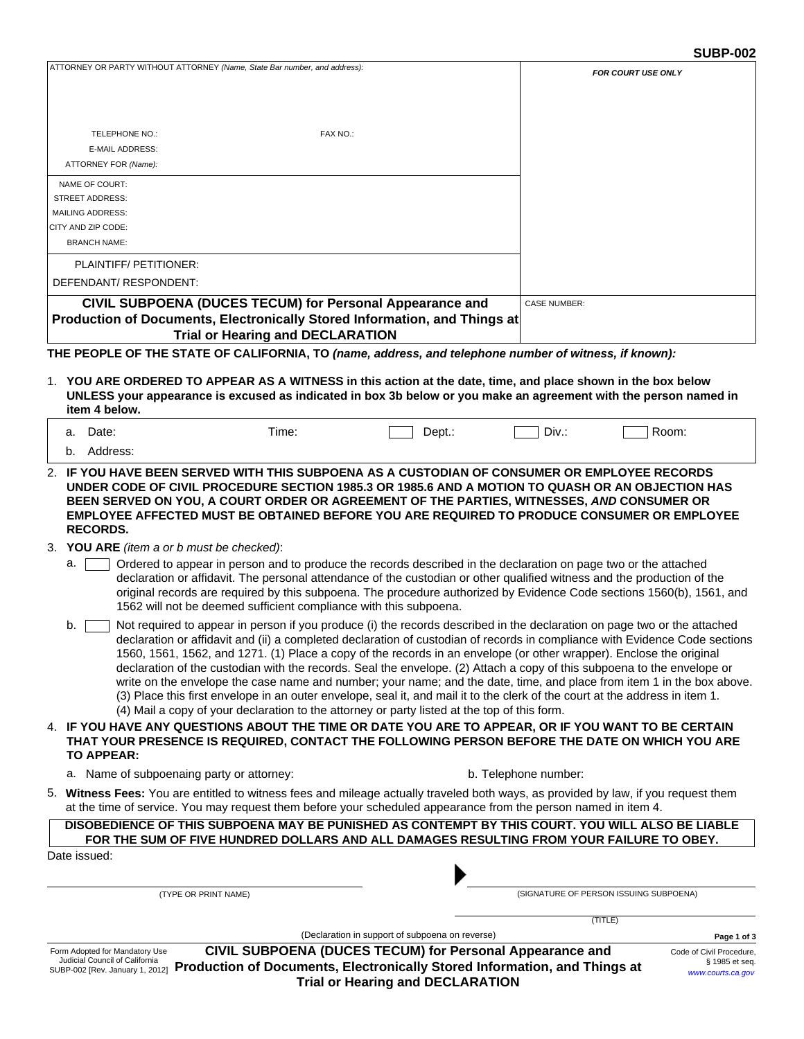SUBP-002

| ATTORNEY OR PARTY WITHOUT ATTORNEY *(Name, State Bar number, and address):* | FOR COURT USE ONLY |
| --- | --- |
| TELEPHONE NO.: FAX NO.: | |
| E-MAIL ADDRESS: | |
| ATTORNEY FOR *(Name):* | |
| NAME OF COURT: | |
| STREET ADDRESS: | |
| MAILING ADDRESS: | |
| CITY AND ZIP CODE: | |
| BRANCH NAME: | |
| PLAINTIFF/ PETITIONER: | |
| DEFENDANT/ RESPONDENT: | |
| **CIVIL SUBPOENA (DUCES TECUM) for Personal Appearance and Production of Documents, Electronically Stored Information, and Things at Trial or Hearing and DECLARATION** | CASE NUMBER: |

**THE PEOPLE OF THE STATE OF CALIFORNIA, TO** ***(name, address, and telephone number of witness, if known):***

1. **YOU ARE ORDERED TO APPEAR AS A WITNESS in this action at the date, time, and place shown in the box below UNLESS your appearance is excused as indicated in box 3b below or you make an agreement with the person named in item 4 below.**

   a. Date: Time: ☐ Dept.: ☐ Div.: ☐ Room:

   b. Address:

2. **IF YOU HAVE BEEN SERVED WITH THIS SUBPOENA AS A CUSTODIAN OF CONSUMER OR EMPLOYEE RECORDS UNDER CODE OF CIVIL PROCEDURE SECTION 1985.3 OR 1985.6 AND A MOTION TO QUASH OR AN OBJECTION HAS BEEN SERVED ON YOU, A COURT ORDER OR AGREEMENT OF THE PARTIES, WITNESSES, *AND* CONSUMER OR EMPLOYEE AFFECTED MUST BE OBTAINED BEFORE YOU ARE REQUIRED TO PRODUCE CONSUMER OR EMPLOYEE RECORDS.**

3. **YOU ARE** *(item a or b must be checked)*:

   a. ☐ Ordered to appear in person and to produce the records described in the declaration on page two or the attached declaration or affidavit. The personal attendance of the custodian or other qualified witness and the production of the original records are required by this subpoena. The procedure authorized by Evidence Code sections 1560(b), 1561, and 1562 will not be deemed sufficient compliance with this subpoena.

   b. ☐ Not required to appear in person if you produce (i) the records described in the declaration on page two or the attached declaration or affidavit and (ii) a completed declaration of custodian of records in compliance with Evidence Code sections 1560, 1561, 1562, and 1271. (1) Place a copy of the records in an envelope (or other wrapper). Enclose the original declaration of the custodian with the records. Seal the envelope. (2) Attach a copy of this subpoena to the envelope or write on the envelope the case name and number; your name; and the date, time, and place from item 1 in the box above. (3) Place this first envelope in an outer envelope, seal it, and mail it to the clerk of the court at the address in item 1. (4) Mail a copy of your declaration to the attorney or party listed at the top of this form.

4. **IF YOU HAVE ANY QUESTIONS ABOUT THE TIME OR DATE YOU ARE TO APPEAR, OR IF YOU WANT TO BE CERTAIN THAT YOUR PRESENCE IS REQUIRED, CONTACT THE FOLLOWING PERSON BEFORE THE DATE ON WHICH YOU ARE TO APPEAR:**

   a. Name of subpoenaing party or attorney: b. Telephone number:

5. **Witness Fees:** You are entitled to witness fees and mileage actually traveled both ways, as provided by law, if you request them at the time of service. You may request them before your scheduled appearance from the person named in item 4.

**DISOBEDIENCE OF THIS SUBPOENA MAY BE PUNISHED AS CONTEMPT BY THIS COURT. YOU WILL ALSO BE LIABLE FOR THE SUM OF FIVE HUNDRED DOLLARS AND ALL DAMAGES RESULTING FROM YOUR FAILURE TO OBEY.**

Date issued:

\_\_\_\_\_\_\_\_\_\_\_\_\_\_\_\_\_\_\_\_\_\_\_\_\_\_\_\_
(TYPE OR PRINT NAME)

▶ \_\_\_\_\_\_\_\_\_\_\_\_\_\_\_\_\_\_\_\_\_\_\_\_\_\_\_\_
(SIGNATURE OF PERSON ISSUING SUBPOENA)

\_\_\_\_\_\_\_\_\_\_\_\_\_\_\_\_\_\_\_\_\_\_\_\_\_\_\_\_
(TITLE)

(Declaration in support of subpoena on reverse)

Form Adopted for Mandatory Use
Judicial Council of California
SUBP-002 [Rev. January 1, 2012]

**CIVIL SUBPOENA (DUCES TECUM) for Personal Appearance and Production of Documents, Electronically Stored Information, and Things at Trial or Hearing and DECLARATION**

Code of Civil Procedure, § 1985 et seq.
www.courts.ca.gov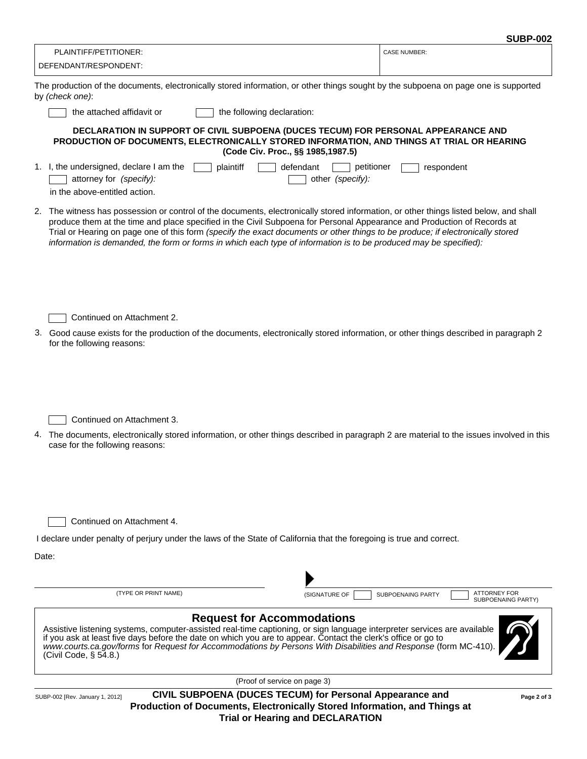SUBP-002

| PLAINTIFF/PETITIONER: | CASE NUMBER: |
| --- | --- |
| DEFENDANT/RESPONDENT: | |

The production of the documents, electronically stored information, or other things sought by the subpoena on page one is supported by *(check one)*:

☐ the attached affidavit or ☐ the following declaration:

**DECLARATION IN SUPPORT OF CIVIL SUBPOENA (DUCES TECUM) FOR PERSONAL APPEARANCE AND PRODUCTION OF DOCUMENTS, ELECTRONICALLY STORED INFORMATION, AND THINGS AT TRIAL OR HEARING (Code Civ. Proc., §§ 1985,1987.5)**

1. I, the undersigned, declare I am the ☐ plaintiff ☐ defendant ☐ petitioner ☐ respondent
   ☐ attorney for *(specify):* ☐ other *(specify):*
   in the above-entitled action.

2. The witness has possession or control of the documents, electronically stored information, or other things listed below, and shall produce them at the time and place specified in the Civil Subpoena for Personal Appearance and Production of Records at Trial or Hearing on page one of this form *(specify the exact documents or other things to be produce; if electronically stored information is demanded, the form or forms in which each type of information is to be produced may be specified):*

   ☐ Continued on Attachment 2.

3. Good cause exists for the production of the documents, electronically stored information, or other things described in paragraph 2 for the following reasons:

   ☐ Continued on Attachment 3.

4. The documents, electronically stored information, or other things described in paragraph 2 are material to the issues involved in this case for the following reasons:

   ☐ Continued on Attachment 4.

I declare under penalty of perjury under the laws of the State of California that the foregoing is true and correct.

Date:

(TYPE OR PRINT NAME) ▶ (SIGNATURE OF ☐ SUBPOENAING PARTY ☐ ATTORNEY FOR SUBPOENAING PARTY)

## Request for Accommodations

Assistive listening systems, computer-assisted real-time captioning, or sign language interpreter services are available if you ask at least five days before the date on which you are to appear. Contact the clerk's office or go to *www.courts.ca.gov/forms* for *Request for Accommodations by Persons With Disabilities and Response* (form MC-410). (Civil Code, § 54.8.)

(Proof of service on page 3)

SUBP-002 [Rev. January 1, 2012] **CIVIL SUBPOENA (DUCES TECUM) for Personal Appearance and Production of Documents, Electronically Stored Information, and Things at Trial or Hearing and DECLARATION**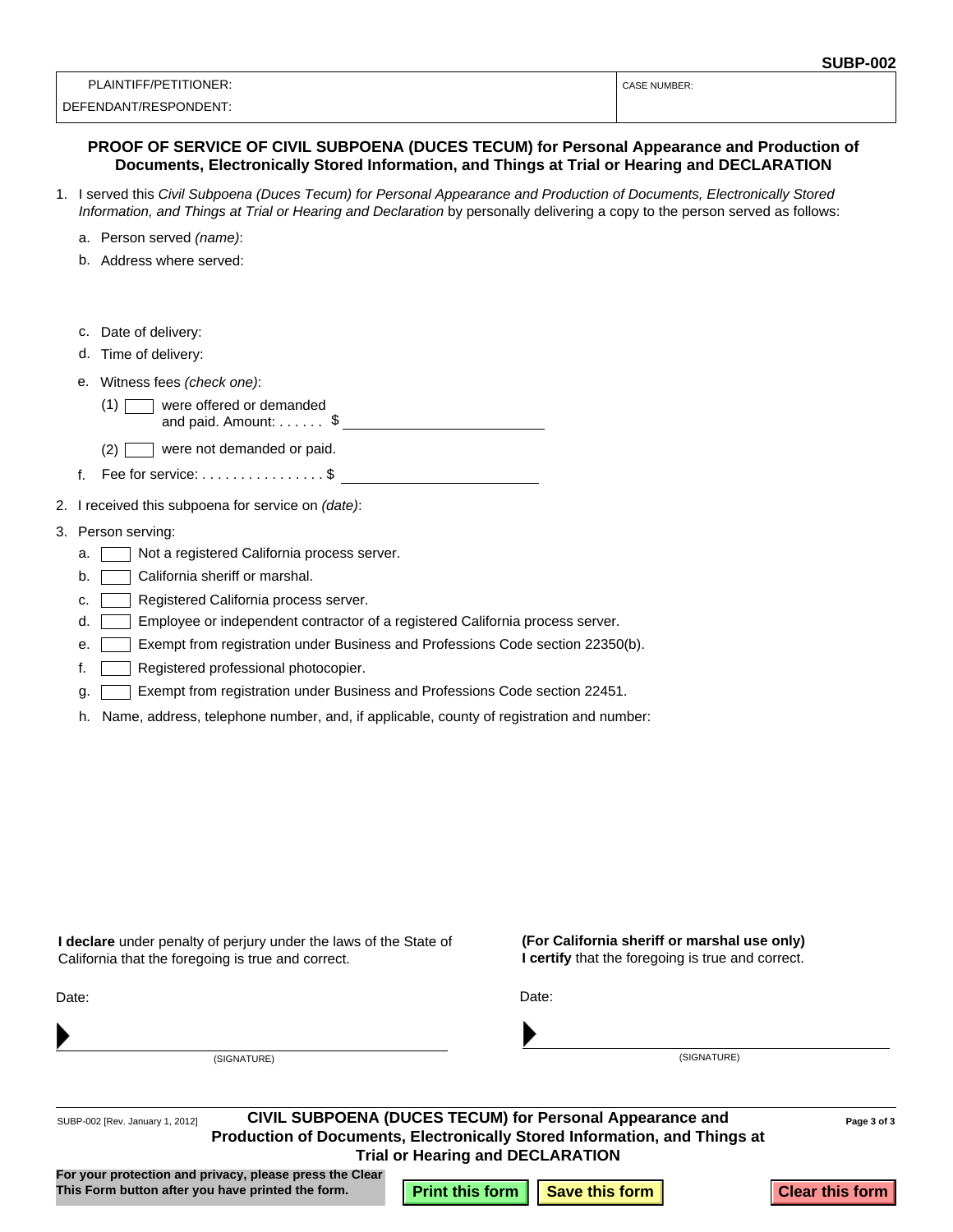SUBP-002

| PLAINTIFF/PETITIONER: | CASE NUMBER: |
|---|---|
| DEFENDANT/RESPONDENT: | |

## PROOF OF SERVICE OF CIVIL SUBPOENA (DUCES TECUM) for Personal Appearance and Production of Documents, Electronically Stored Information, and Things at Trial or Hearing and DECLARATION

1. I served this *Civil Subpoena (Duces Tecum) for Personal Appearance and Production of Documents, Electronically Stored Information, and Things at Trial or Hearing and Declaration* by personally delivering a copy to the person served as follows:

   a. Person served *(name)*:

   b. Address where served:

   c. Date of delivery:

   d. Time of delivery:

   e. Witness fees *(check one)*:

      (1) ☐ were offered or demanded and paid. Amount: . . . . . . $ ____________________

      (2) ☐ were not demanded or paid.

   f. Fee for service: . . . . . . . . . . . . . . . . $ ____________________

2. I received this subpoena for service on *(date)*:

3. Person serving:

   a. ☐ Not a registered California process server.

   b. ☐ California sheriff or marshal.

   c. ☐ Registered California process server.

   d. ☐ Employee or independent contractor of a registered California process server.

   e. ☐ Exempt from registration under Business and Professions Code section 22350(b).

   f. ☐ Registered professional photocopier.

   g. ☐ Exempt from registration under Business and Professions Code section 22451.

   h. Name, address, telephone number, and, if applicable, county of registration and number:

**I declare** under penalty of perjury under the laws of the State of California that the foregoing is true and correct.

Date:

▶ ____________________________________
(SIGNATURE)

**(For California sheriff or marshal use only)**
**I certify** that the foregoing is true and correct.

Date:

▶ ____________________________________
(SIGNATURE)

SUBP-002 [Rev. January 1, 2012]

**CIVIL SUBPOENA (DUCES TECUM) for Personal Appearance and Production of Documents, Electronically Stored Information, and Things at Trial or Hearing and DECLARATION**

**For your protection and privacy, please press the Clear This Form button after you have printed the form.**

Print this form | Save this form | Clear this form